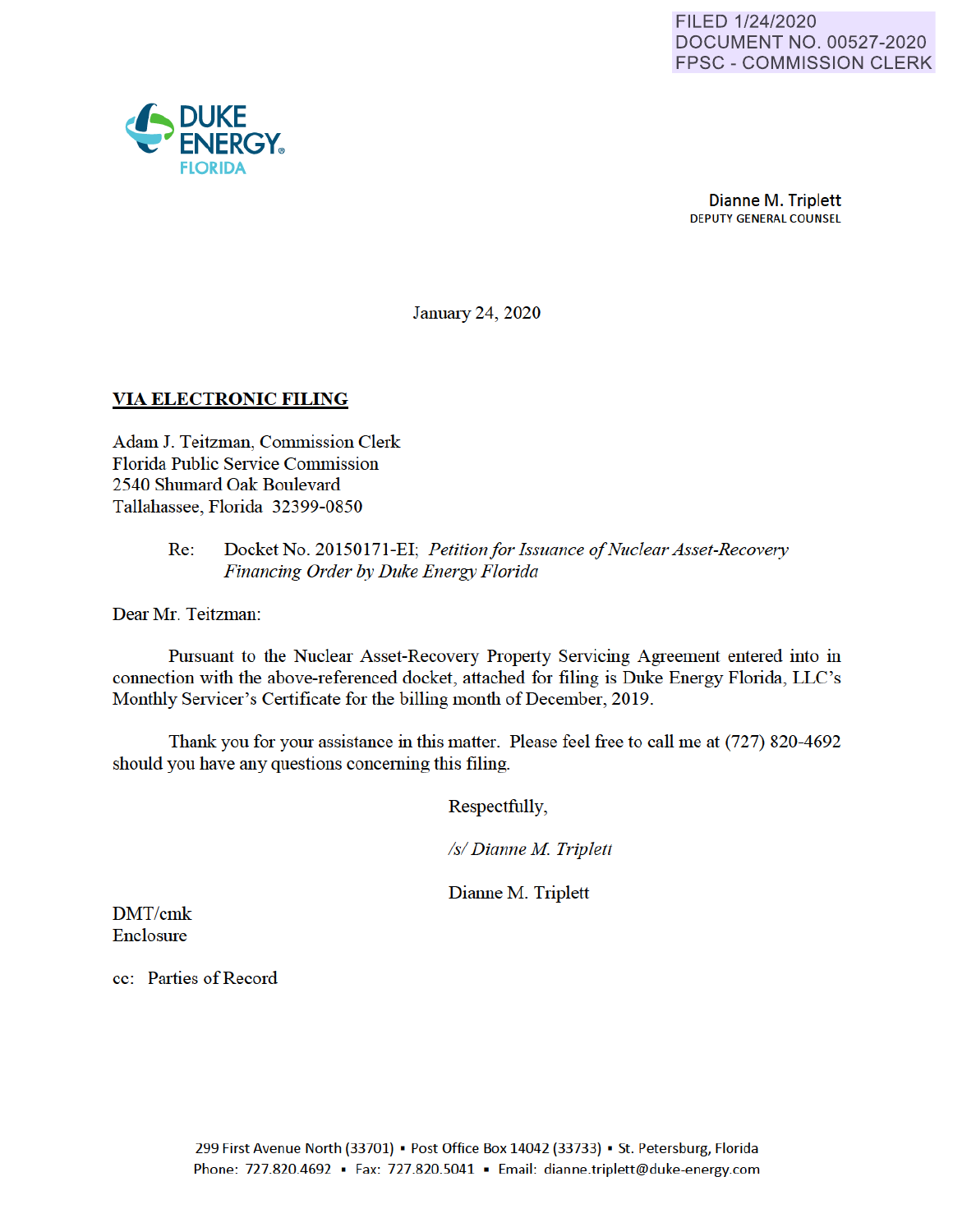FILED 1/24/2020
DOCUMENT NO. 00527-2020
FPSC - COMMISSION CLERK

DUKE ENERGY
FLORIDA

**Dianne M. Triplett**
DEPUTY GENERAL COUNSEL

January 24, 2020

**VIA ELECTRONIC FILING**

Adam J. Teitzman, Commission Clerk
Florida Public Service Commission
2540 Shumard Oak Boulevard
Tallahassee, Florida 32399-0850

Re: Docket No. 20150171-EI; *Petition for Issuance of Nuclear Asset-Recovery Financing Order by Duke Energy Florida*

Dear Mr. Teitzman:

Pursuant to the Nuclear Asset-Recovery Property Servicing Agreement entered into in connection with the above-referenced docket, attached for filing is Duke Energy Florida, LLC's Monthly Servicer's Certificate for the billing month of December, 2019.

Thank you for your assistance in this matter. Please feel free to call me at (727) 820-4692 should you have any questions concerning this filing.

Respectfully,

*/s/ Dianne M. Triplett*

Dianne M. Triplett

DMT/cmk
Enclosure

cc: Parties of Record

299 First Avenue North (33701) ▪ Post Office Box 14042 (33733) ▪ St. Petersburg, Florida
Phone: 727.820.4692 ▪ Fax: 727.820.5041 ▪ Email: dianne.triplett@duke-energy.com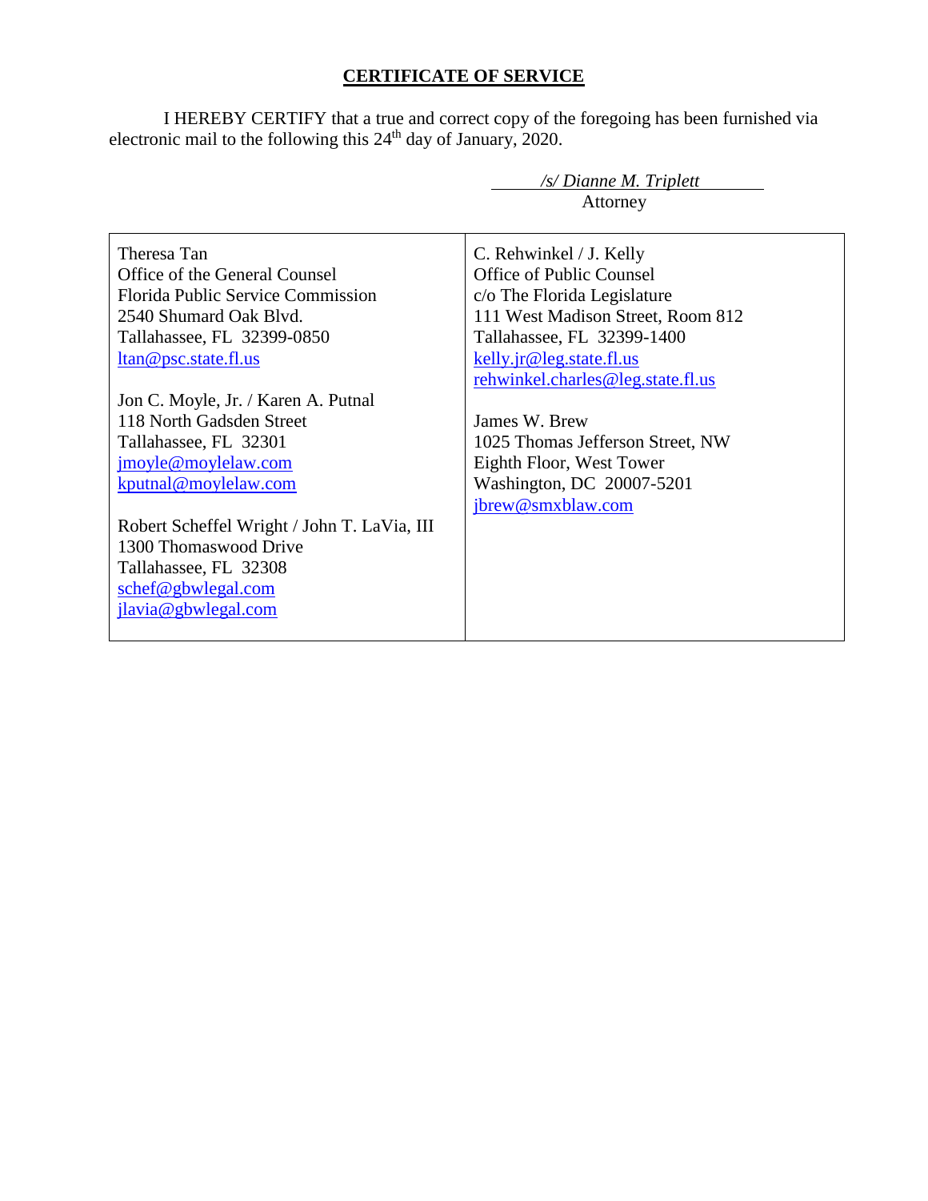## CERTIFICATE OF SERVICE

I HEREBY CERTIFY that a true and correct copy of the foregoing has been furnished via electronic mail to the following this 24th day of January, 2020.

*/s/ Dianne M. Triplett*
Attorney

| | |
|---|---|
| Theresa Tan<br>Office of the General Counsel<br>Florida Public Service Commission<br>2540 Shumard Oak Blvd.<br>Tallahassee, FL 32399-0850<br>ltan@psc.state.fl.us<br><br>Jon C. Moyle, Jr. / Karen A. Putnal<br>118 North Gadsden Street<br>Tallahassee, FL 32301<br>jmoyle@moylelaw.com<br>kputnal@moylelaw.com<br><br>Robert Scheffel Wright / John T. LaVia, III<br>1300 Thomaswood Drive<br>Tallahassee, FL 32308<br>schef@gbwlegal.com<br>jlavia@gbwlegal.com | C. Rehwinkel / J. Kelly<br>Office of Public Counsel<br>c/o The Florida Legislature<br>111 West Madison Street, Room 812<br>Tallahassee, FL 32399-1400<br>kelly.jr@leg.state.fl.us<br>rehwinkel.charles@leg.state.fl.us<br><br>James W. Brew<br>1025 Thomas Jefferson Street, NW<br>Eighth Floor, West Tower<br>Washington, DC 20007-5201<br>jbrew@smxblaw.com |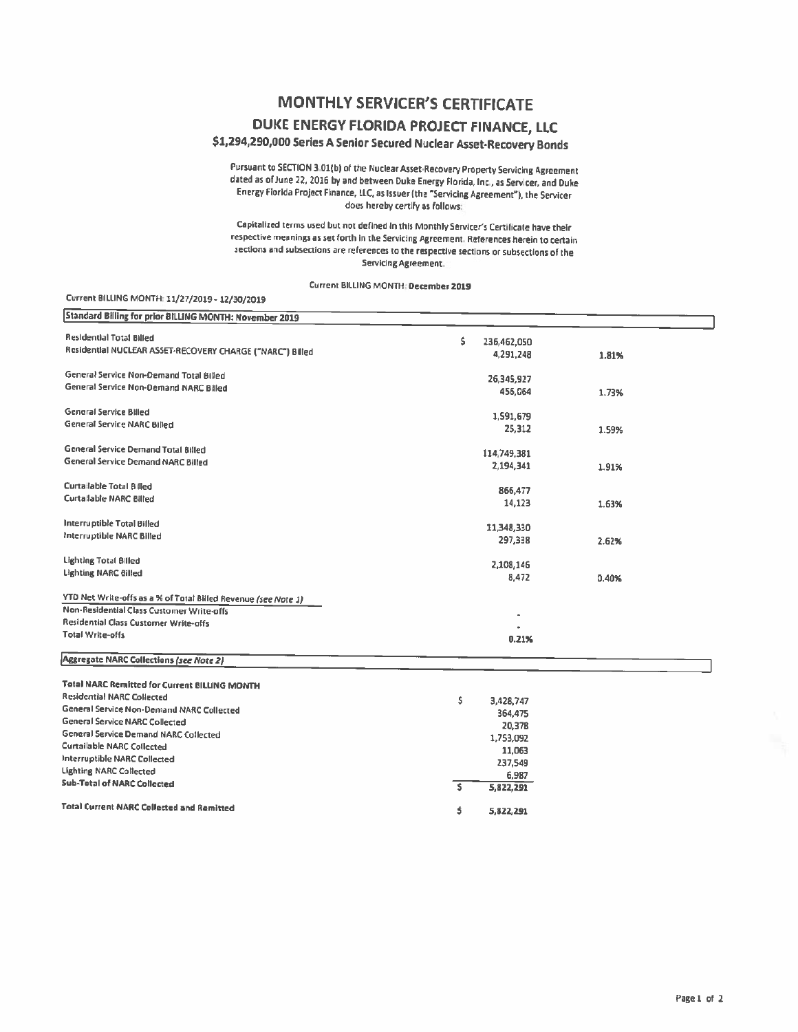# MONTHLY SERVICER'S CERTIFICATE

## DUKE ENERGY FLORIDA PROJECT FINANCE, LLC

### $1,294,290,000 Series A Senior Secured Nuclear Asset-Recovery Bonds

Pursuant to SECTION 3.01(b) of the Nuclear Asset-Recovery Property Servicing Agreement dated as of June 22, 2016 by and between Duke Energy Florida, Inc., as Servicer, and Duke Energy Florida Project Finance, LLC, as Issuer (the "Servicing Agreement"), the Servicer does hereby certify as follows:

Capitalized terms used but not defined in this Monthly Servicer's Certificate have their respective meanings as set forth in the Servicing Agreement. References herein to certain sections and subsections are references to the respective sections or subsections of the Servicing Agreement.

Current BILLING MONTH: **December 2019**

Current BILLING MONTH: 11/27/2019 - 12/30/2019

| Standard Billing for prior BILLING MONTH: November 2019 | | |
|---|---|---|
| Residential Total Billed | $ 236,462,050 | |
| Residential NUCLEAR ASSET-RECOVERY CHARGE ("NARC") Billed | 4,291,248 | 1.81% |
| General Service Non-Demand Total Billed | 26,345,927 | |
| General Service Non-Demand NARC Billed | 456,064 | 1.73% |
| General Service Billed | 1,591,679 | |
| General Service NARC Billed | 25,312 | 1.59% |
| General Service Demand Total Billed | 114,749,381 | |
| General Service Demand NARC Billed | 2,194,341 | 1.91% |
| Curtailable Total Billed | 866,477 | |
| Curtailable NARC Billed | 14,123 | 1.63% |
| Interruptible Total Billed | 11,348,330 | |
| Interruptible NARC Billed | 297,338 | 2.62% |
| Lighting Total Billed | 2,108,146 | |
| Lighting NARC Billed | 8,472 | 0.40% |
| YTD Net Write-offs as a % of Total Billed Revenue *(see Note 1)* | | |
| Non-Residential Class Customer Write-offs | - | |
| Residential Class Customer Write-offs | - | |
| Total Write-offs | 0.21% | |

| Aggregate NARC Collections *(see Note 2)* | |
|---|---|
| **Total NARC Remitted for Current BILLING MONTH** | |
| Residential NARC Collected | $ 3,428,747 |
| General Service Non-Demand NARC Collected | 364,475 |
| General Service NARC Collected | 20,378 |
| General Service Demand NARC Collected | 1,753,092 |
| Curtailable NARC Collected | 11,063 |
| Interruptible NARC Collected | 237,549 |
| Lighting NARC Collected | 6,987 |
| **Sub-Total of NARC Collected** | $ 5,822,291 |
| **Total Current NARC Collected and Remitted** | $ 5,822,291 |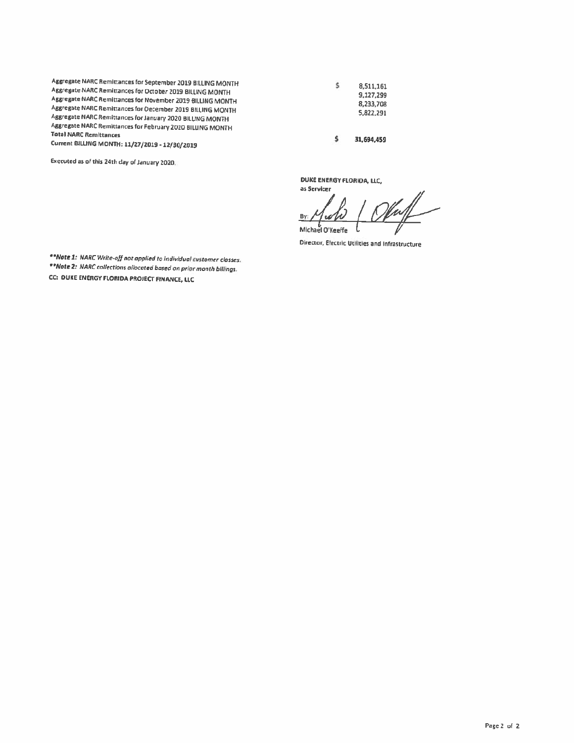| | | |
|---|---|---|
| Aggregate NARC Remittances for September 2019 BILLING MONTH | $ | 8,511,161 |
| Aggregate NARC Remittances for October 2019 BILLING MONTH | | 9,127,299 |
| Aggregate NARC Remittances for November 2019 BILLING MONTH | | 8,233,708 |
| Aggregate NARC Remittances for December 2019 BILLING MONTH | | 5,822,291 |
| Aggregate NARC Remittances for January 2020 BILLING MONTH | | |
| Aggregate NARC Remittances for February 2020 BILLING MONTH | | |
| **Total NARC Remittances** | **$** | **31,694,459** |
| **Current BILLING MONTH: 11/27/2019 - 12/30/2019** | | |

Executed as of this 24th day of January 2020.

**DUKE ENERGY FLORIDA, LLC,**
**as Servicer**

By: Michael O'Keeffe

Michael O'Keeffe

Director, Electric Utilities and Infrastructure

***\*Note 1:*** *NARC Write-off not applied to individual customer classes.*

***\*Note 2:*** *NARC collections allocated based on prior month billings.*

CC: DUKE ENERGY FLORIDA PROJECT FINANCE, LLC